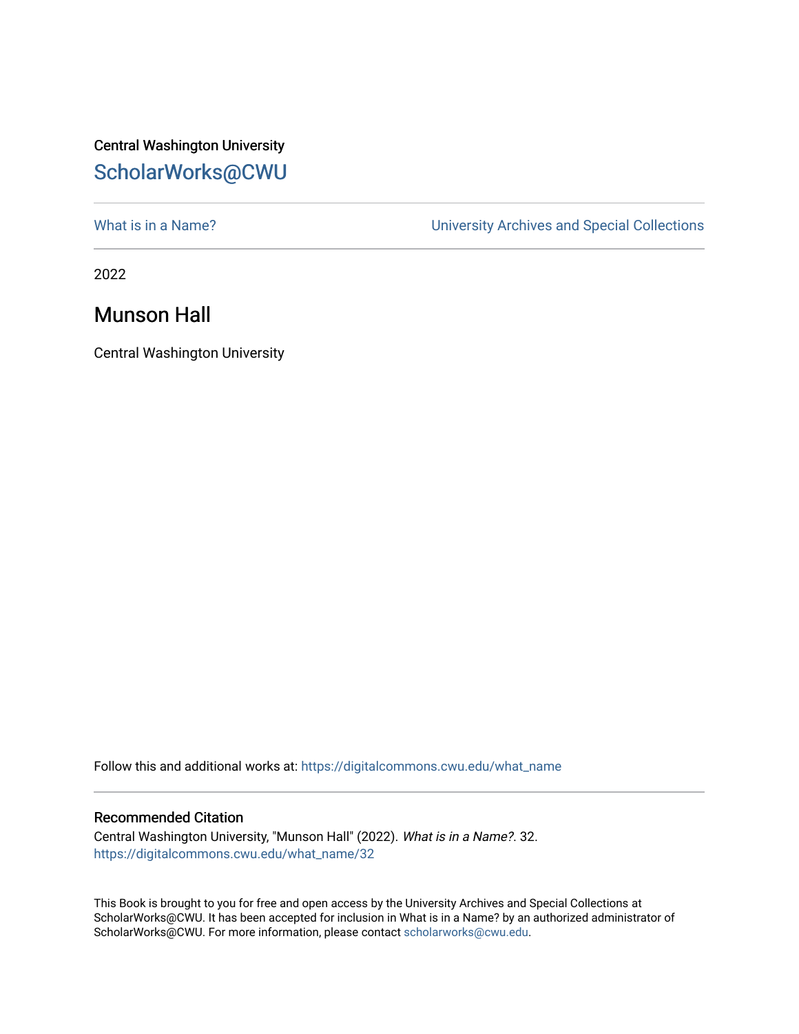Central Washington University

ScholarWorks@CWU

What is in a Name?

University Archives and Special Collections

2022

# Munson Hall

Central Washington University

Follow this and additional works at: https://digitalcommons.cwu.edu/what_name

## Recommended Citation

Central Washington University, "Munson Hall" (2022). *What is in a Name?*. 32.
https://digitalcommons.cwu.edu/what_name/32

This Book is brought to you for free and open access by the University Archives and Special Collections at ScholarWorks@CWU. It has been accepted for inclusion in What is in a Name? by an authorized administrator of ScholarWorks@CWU. For more information, please contact scholarworks@cwu.edu.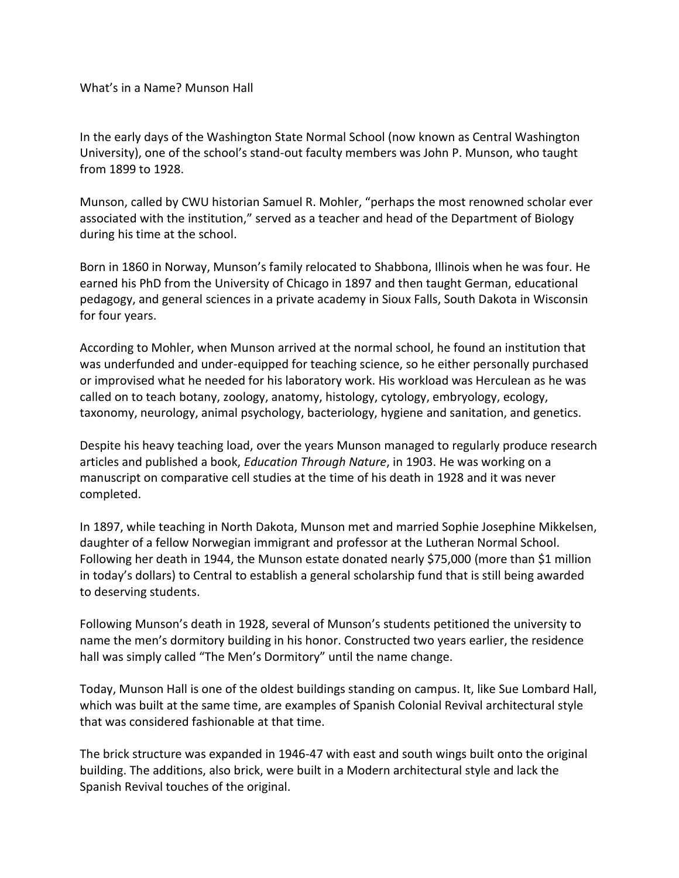What's in a Name? Munson Hall

In the early days of the Washington State Normal School (now known as Central Washington University), one of the school's stand-out faculty members was John P. Munson, who taught from 1899 to 1928.

Munson, called by CWU historian Samuel R. Mohler, "perhaps the most renowned scholar ever associated with the institution," served as a teacher and head of the Department of Biology during his time at the school.

Born in 1860 in Norway, Munson's family relocated to Shabbona, Illinois when he was four. He earned his PhD from the University of Chicago in 1897 and then taught German, educational pedagogy, and general sciences in a private academy in Sioux Falls, South Dakota in Wisconsin for four years.

According to Mohler, when Munson arrived at the normal school, he found an institution that was underfunded and under-equipped for teaching science, so he either personally purchased or improvised what he needed for his laboratory work. His workload was Herculean as he was called on to teach botany, zoology, anatomy, histology, cytology, embryology, ecology, taxonomy, neurology, animal psychology, bacteriology, hygiene and sanitation, and genetics.

Despite his heavy teaching load, over the years Munson managed to regularly produce research articles and published a book, *Education Through Nature*, in 1903. He was working on a manuscript on comparative cell studies at the time of his death in 1928 and it was never completed.

In 1897, while teaching in North Dakota, Munson met and married Sophie Josephine Mikkelsen, daughter of a fellow Norwegian immigrant and professor at the Lutheran Normal School. Following her death in 1944, the Munson estate donated nearly $75,000 (more than $1 million in today's dollars) to Central to establish a general scholarship fund that is still being awarded to deserving students.

Following Munson's death in 1928, several of Munson's students petitioned the university to name the men's dormitory building in his honor. Constructed two years earlier, the residence hall was simply called "The Men's Dormitory" until the name change.

Today, Munson Hall is one of the oldest buildings standing on campus. It, like Sue Lombard Hall, which was built at the same time, are examples of Spanish Colonial Revival architectural style that was considered fashionable at that time.

The brick structure was expanded in 1946-47 with east and south wings built onto the original building. The additions, also brick, were built in a Modern architectural style and lack the Spanish Revival touches of the original.